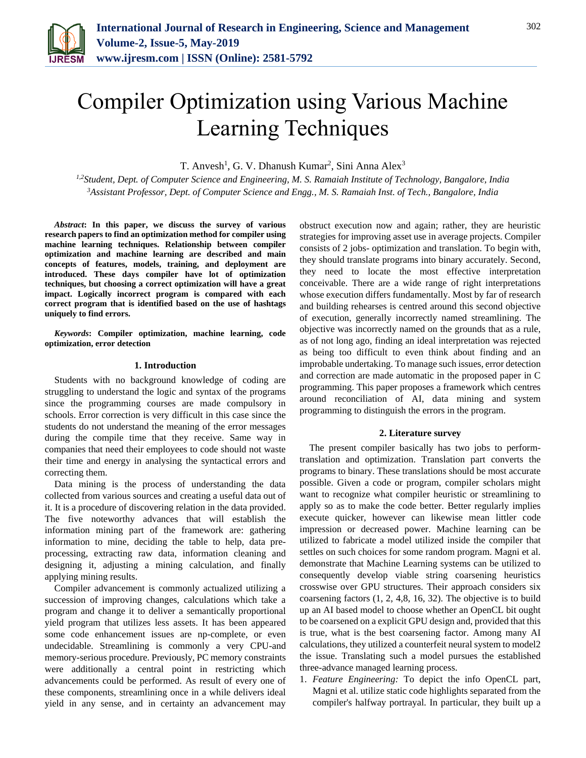# Compiler Optimization using Various Machine Learning Techniques

T. Anvesh[1], G. V. Dhanush Kumar[2], Sini Anna Alex[3]

[1,2]*Student, Dept. of Computer Science and Engineering, M. S. Ramaiah Institute of Technology, Bangalore, India*
[3]*Assistant Professor, Dept. of Computer Science and Engg., M. S. Ramaiah Inst. of Tech., Bangalore, India*

***Abstract*: In this paper, we discuss the survey of various research papers to find an optimization method for compiler using machine learning techniques. Relationship between compiler optimization and machine learning are described and main concepts of features, models, training, and deployment are introduced. These days compiler have lot of optimization techniques, but choosing a correct optimization will have a great impact. Logically incorrect program is compared with each correct program that is identified based on the use of hashtags uniquely to find errors.**

***Keywords*: Compiler optimization, machine learning, code optimization, error detection**

## 1. Introduction

Students with no background knowledge of coding are struggling to understand the logic and syntax of the programs since the programming courses are made compulsory in schools. Error correction is very difficult in this case since the students do not understand the meaning of the error messages during the compile time that they receive. Same way in companies that need their employees to code should not waste their time and energy in analysing the syntactical errors and correcting them.

Data mining is the process of understanding the data collected from various sources and creating a useful data out of it. It is a procedure of discovering relation in the data provided. The five noteworthy advances that will establish the information mining part of the framework are: gathering information to mine, deciding the table to help, data pre-processing, extracting raw data, information cleaning and designing it, adjusting a mining calculation, and finally applying mining results.

Compiler advancement is commonly actualized utilizing a succession of improving changes, calculations which take a program and change it to deliver a semantically proportional yield program that utilizes less assets. It has been appeared some code enhancement issues are np-complete, or even undecidable. Streamlining is commonly a very CPU-and memory-serious procedure. Previously, PC memory constraints were additionally a central point in restricting which advancements could be performed. As result of every one of these components, streamlining once in a while delivers ideal yield in any sense, and in certainty an advancement may obstruct execution now and again; rather, they are heuristic strategies for improving asset use in average projects. Compiler consists of 2 jobs- optimization and translation. To begin with, they should translate programs into binary accurately. Second, they need to locate the most effective interpretation conceivable. There are a wide range of right interpretations whose execution differs fundamentally. Most by far of research and building rehearses is centred around this second objective of execution, generally incorrectly named streamlining. The objective was incorrectly named on the grounds that as a rule, as of not long ago, finding an ideal interpretation was rejected as being too difficult to even think about finding and an improbable undertaking. To manage such issues, error detection and correction are made automatic in the proposed paper in C programming. This paper proposes a framework which centres around reconciliation of AI, data mining and system programming to distinguish the errors in the program.

## 2. Literature survey

The present compiler basically has two jobs to perform- translation and optimization. Translation part converts the programs to binary. These translations should be most accurate possible. Given a code or program, compiler scholars might want to recognize what compiler heuristic or streamlining to apply so as to make the code better. Better regularly implies execute quicker, however can likewise mean littler code impression or decreased power. Machine learning can be utilized to fabricate a model utilized inside the compiler that settles on such choices for some random program. Magni et al. demonstrate that Machine Learning systems can be utilized to consequently develop viable string coarsening heuristics crosswise over GPU structures. Their approach considers six coarsening factors (1, 2, 4,8, 16, 32). The objective is to build up an AI based model to choose whether an OpenCL bit ought to be coarsened on a explicit GPU design and, provided that this is true, what is the best coarsening factor. Among many AI calculations, they utilized a counterfeit neural system to model2 the issue. Translating such a model pursues the established three-advance managed learning process.

1. *Feature Engineering:* To depict the info OpenCL part, Magni et al. utilize static code highlights separated from the compiler's halfway portrayal. In particular, they built up a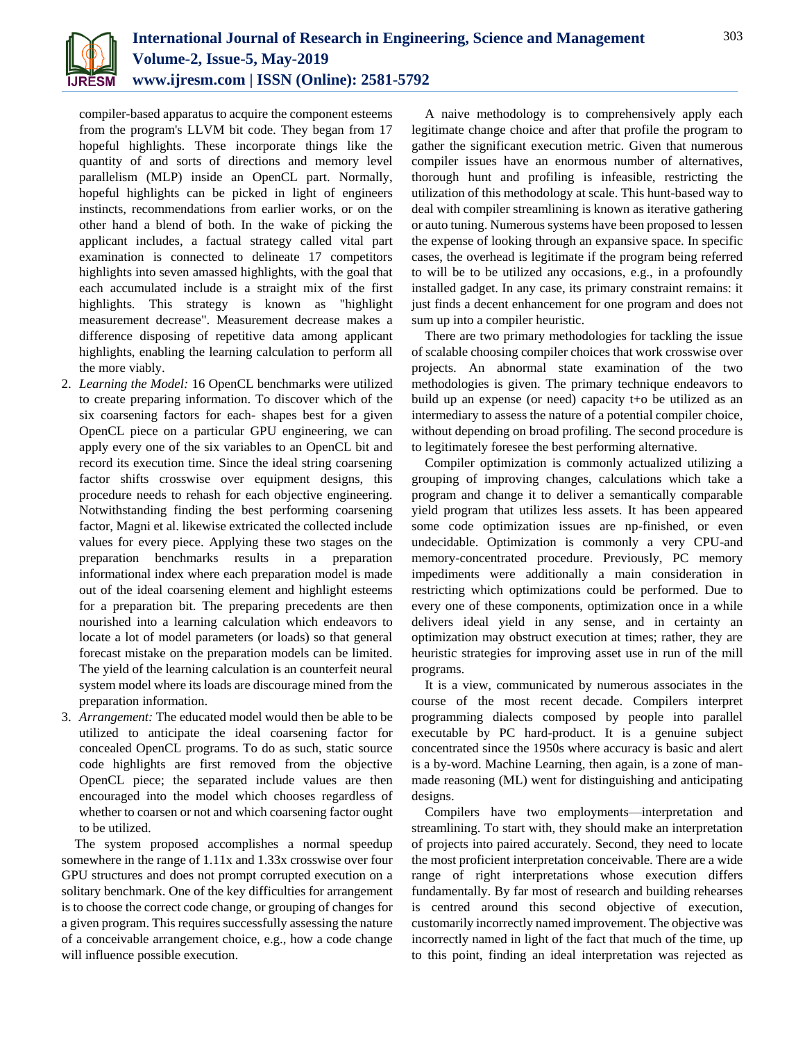compiler-based apparatus to acquire the component esteems from the program's LLVM bit code. They began from 17 hopeful highlights. These incorporate things like the quantity of and sorts of directions and memory level parallelism (MLP) inside an OpenCL part. Normally, hopeful highlights can be picked in light of engineers instincts, recommendations from earlier works, or on the other hand a blend of both. In the wake of picking the applicant includes, a factual strategy called vital part examination is connected to delineate 17 competitors highlights into seven amassed highlights, with the goal that each accumulated include is a straight mix of the first highlights. This strategy is known as "highlight measurement decrease". Measurement decrease makes a difference disposing of repetitive data among applicant highlights, enabling the learning calculation to perform all the more viably.

2. *Learning the Model:* 16 OpenCL benchmarks were utilized to create preparing information. To discover which of the six coarsening factors for each- shapes best for a given OpenCL piece on a particular GPU engineering, we can apply every one of the six variables to an OpenCL bit and record its execution time. Since the ideal string coarsening factor shifts crosswise over equipment designs, this procedure needs to rehash for each objective engineering. Notwithstanding finding the best performing coarsening factor, Magni et al. likewise extricated the collected include values for every piece. Applying these two stages on the preparation benchmarks results in a preparation informational index where each preparation model is made out of the ideal coarsening element and highlight esteems for a preparation bit. The preparing precedents are then nourished into a learning calculation which endeavors to locate a lot of model parameters (or loads) so that general forecast mistake on the preparation models can be limited. The yield of the learning calculation is an counterfeit neural system model where its loads are discourage mined from the preparation information.
3. *Arrangement:* The educated model would then be able to be utilized to anticipate the ideal coarsening factor for concealed OpenCL programs. To do as such, static source code highlights are first removed from the objective OpenCL piece; the separated include values are then encouraged into the model which chooses regardless of whether to coarsen or not and which coarsening factor ought to be utilized.

The system proposed accomplishes a normal speedup somewhere in the range of 1.11x and 1.33x crosswise over four GPU structures and does not prompt corrupted execution on a solitary benchmark. One of the key difficulties for arrangement is to choose the correct code change, or grouping of changes for a given program. This requires successfully assessing the nature of a conceivable arrangement choice, e.g., how a code change will influence possible execution.

A naive methodology is to comprehensively apply each legitimate change choice and after that profile the program to gather the significant execution metric. Given that numerous compiler issues have an enormous number of alternatives, thorough hunt and profiling is infeasible, restricting the utilization of this methodology at scale. This hunt-based way to deal with compiler streamlining is known as iterative gathering or auto tuning. Numerous systems have been proposed to lessen the expense of looking through an expansive space. In specific cases, the overhead is legitimate if the program being referred to will be to be utilized any occasions, e.g., in a profoundly installed gadget. In any case, its primary constraint remains: it just finds a decent enhancement for one program and does not sum up into a compiler heuristic.

There are two primary methodologies for tackling the issue of scalable choosing compiler choices that work crosswise over projects. An abnormal state examination of the two methodologies is given. The primary technique endeavors to build up an expense (or need) capacity t+o be utilized as an intermediary to assess the nature of a potential compiler choice, without depending on broad profiling. The second procedure is to legitimately foresee the best performing alternative.

Compiler optimization is commonly actualized utilizing a grouping of improving changes, calculations which take a program and change it to deliver a semantically comparable yield program that utilizes less assets. It has been appeared some code optimization issues are np-finished, or even undecidable. Optimization is commonly a very CPU-and memory-concentrated procedure. Previously, PC memory impediments were additionally a main consideration in restricting which optimizations could be performed. Due to every one of these components, optimization once in a while delivers ideal yield in any sense, and in certainty an optimization may obstruct execution at times; rather, they are heuristic strategies for improving asset use in run of the mill programs.

It is a view, communicated by numerous associates in the course of the most recent decade. Compilers interpret programming dialects composed by people into parallel executable by PC hard-product. It is a genuine subject concentrated since the 1950s where accuracy is basic and alert is a by-word. Machine Learning, then again, is a zone of man-made reasoning (ML) went for distinguishing and anticipating designs.

Compilers have two employments—interpretation and streamlining. To start with, they should make an interpretation of projects into paired accurately. Second, they need to locate the most proficient interpretation conceivable. There are a wide range of right interpretations whose execution differs fundamentally. By far most of research and building rehearses is centred around this second objective of execution, customarily incorrectly named improvement. The objective was incorrectly named in light of the fact that much of the time, up to this point, finding an ideal interpretation was rejected as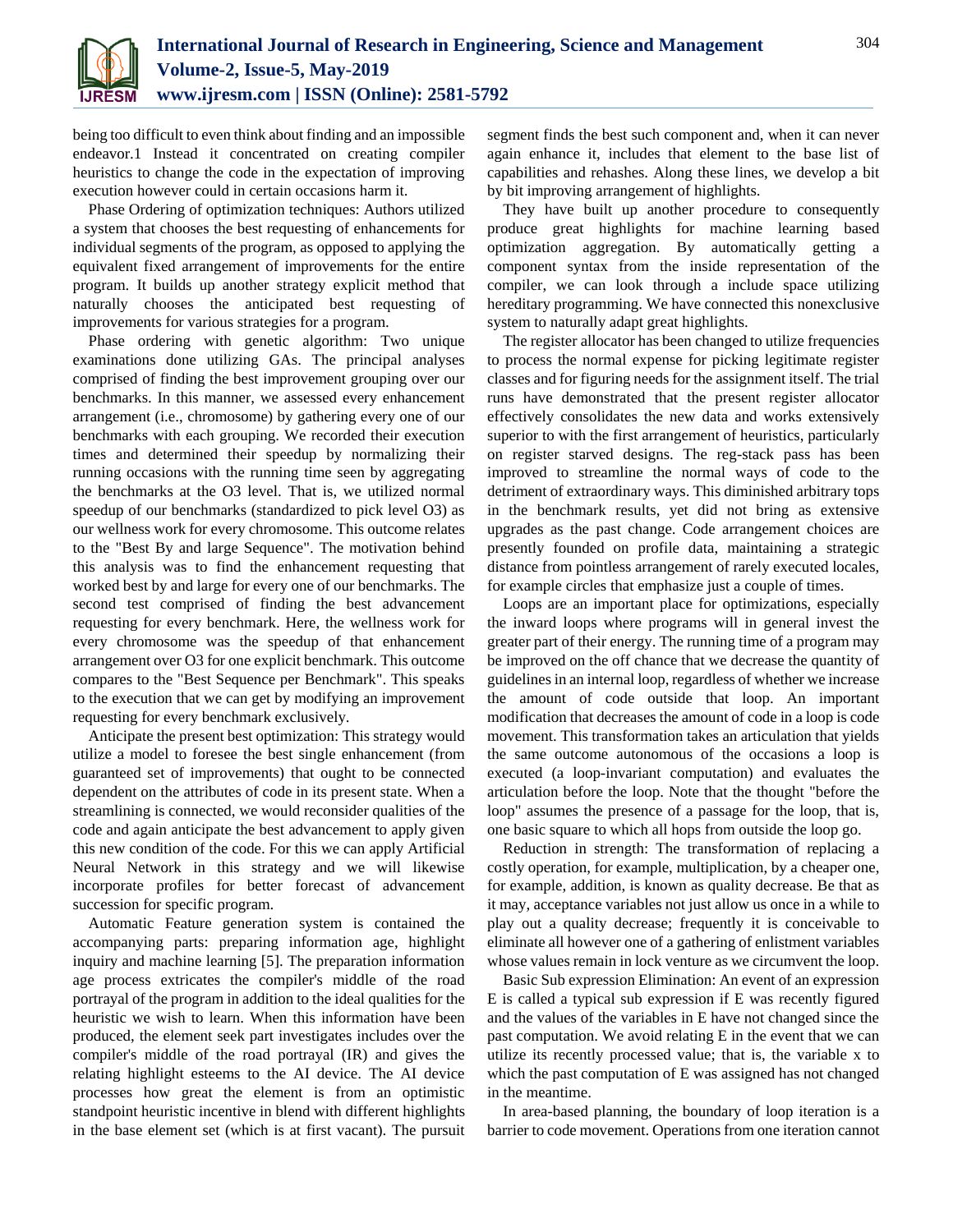being too difficult to even think about finding and an impossible endeavor.1 Instead it concentrated on creating compiler heuristics to change the code in the expectation of improving execution however could in certain occasions harm it.

Phase Ordering of optimization techniques: Authors utilized a system that chooses the best requesting of enhancements for individual segments of the program, as opposed to applying the equivalent fixed arrangement of improvements for the entire program. It builds up another strategy explicit method that naturally chooses the anticipated best requesting of improvements for various strategies for a program.

Phase ordering with genetic algorithm: Two unique examinations done utilizing GAs. The principal analyses comprised of finding the best improvement grouping over our benchmarks. In this manner, we assessed every enhancement arrangement (i.e., chromosome) by gathering every one of our benchmarks with each grouping. We recorded their execution times and determined their speedup by normalizing their running occasions with the running time seen by aggregating the benchmarks at the O3 level. That is, we utilized normal speedup of our benchmarks (standardized to pick level O3) as our wellness work for every chromosome. This outcome relates to the "Best By and large Sequence". The motivation behind this analysis was to find the enhancement requesting that worked best by and large for every one of our benchmarks. The second test comprised of finding the best advancement requesting for every benchmark. Here, the wellness work for every chromosome was the speedup of that enhancement arrangement over O3 for one explicit benchmark. This outcome compares to the "Best Sequence per Benchmark". This speaks to the execution that we can get by modifying an improvement requesting for every benchmark exclusively.

Anticipate the present best optimization: This strategy would utilize a model to foresee the best single enhancement (from guaranteed set of improvements) that ought to be connected dependent on the attributes of code in its present state. When a streamlining is connected, we would reconsider qualities of the code and again anticipate the best advancement to apply given this new condition of the code. For this we can apply Artificial Neural Network in this strategy and we will likewise incorporate profiles for better forecast of advancement succession for specific program.

Automatic Feature generation system is contained the accompanying parts: preparing information age, highlight inquiry and machine learning [5]. The preparation information age process extricates the compiler's middle of the road portrayal of the program in addition to the ideal qualities for the heuristic we wish to learn. When this information have been produced, the element seek part investigates includes over the compiler's middle of the road portrayal (IR) and gives the relating highlight esteems to the AI device. The AI device processes how great the element is from an optimistic standpoint heuristic incentive in blend with different highlights in the base element set (which is at first vacant). The pursuit segment finds the best such component and, when it can never again enhance it, includes that element to the base list of capabilities and rehashes. Along these lines, we develop a bit by bit improving arrangement of highlights.

They have built up another procedure to consequently produce great highlights for machine learning based optimization aggregation. By automatically getting a component syntax from the inside representation of the compiler, we can look through a include space utilizing hereditary programming. We have connected this nonexclusive system to naturally adapt great highlights.

The register allocator has been changed to utilize frequencies to process the normal expense for picking legitimate register classes and for figuring needs for the assignment itself. The trial runs have demonstrated that the present register allocator effectively consolidates the new data and works extensively superior to with the first arrangement of heuristics, particularly on register starved designs. The reg-stack pass has been improved to streamline the normal ways of code to the detriment of extraordinary ways. This diminished arbitrary tops in the benchmark results, yet did not bring as extensive upgrades as the past change. Code arrangement choices are presently founded on profile data, maintaining a strategic distance from pointless arrangement of rarely executed locales, for example circles that emphasize just a couple of times.

Loops are an important place for optimizations, especially the inward loops where programs will in general invest the greater part of their energy. The running time of a program may be improved on the off chance that we decrease the quantity of guidelines in an internal loop, regardless of whether we increase the amount of code outside that loop. An important modification that decreases the amount of code in a loop is code movement. This transformation takes an articulation that yields the same outcome autonomous of the occasions a loop is executed (a loop-invariant computation) and evaluates the articulation before the loop. Note that the thought "before the loop" assumes the presence of a passage for the loop, that is, one basic square to which all hops from outside the loop go.

Reduction in strength: The transformation of replacing a costly operation, for example, multiplication, by a cheaper one, for example, addition, is known as quality decrease. Be that as it may, acceptance variables not just allow us once in a while to play out a quality decrease; frequently it is conceivable to eliminate all however one of a gathering of enlistment variables whose values remain in lock venture as we circumvent the loop.

Basic Sub expression Elimination: An event of an expression E is called a typical sub expression if E was recently figured and the values of the variables in E have not changed since the past computation. We avoid relating E in the event that we can utilize its recently processed value; that is, the variable x to which the past computation of E was assigned has not changed in the meantime.

In area-based planning, the boundary of loop iteration is a barrier to code movement. Operations from one iteration cannot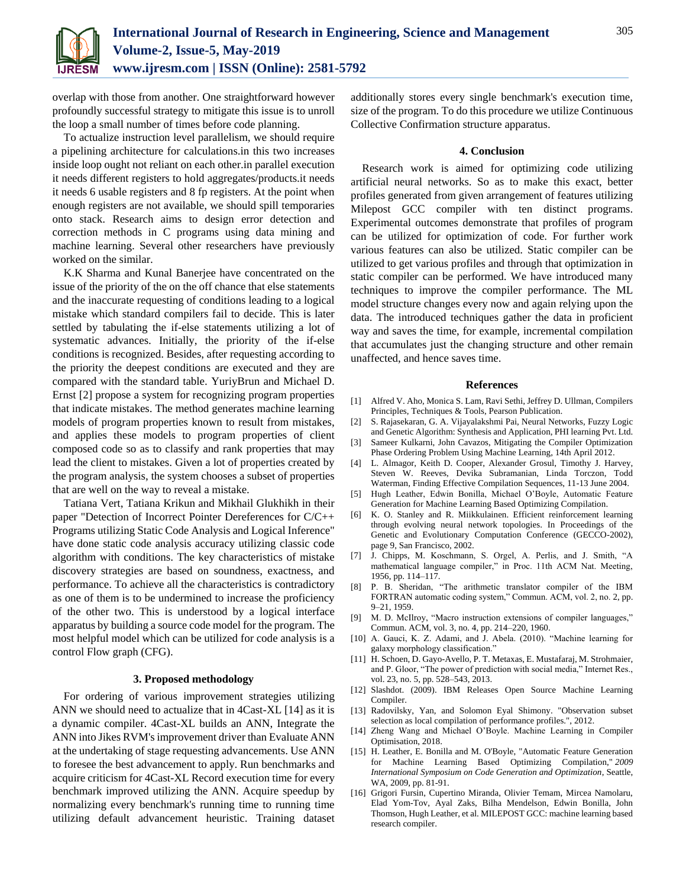overlap with those from another. One straightforward however profoundly successful strategy to mitigate this issue is to unroll the loop a small number of times before code planning.

To actualize instruction level parallelism, we should require a pipelining architecture for calculations.in this two increases inside loop ought not reliant on each other.in parallel execution it needs different registers to hold aggregates/products.it needs it needs 6 usable registers and 8 fp registers. At the point when enough registers are not available, we should spill temporaries onto stack. Research aims to design error detection and correction methods in C programs using data mining and machine learning. Several other researchers have previously worked on the similar.

K.K Sharma and Kunal Banerjee have concentrated on the issue of the priority of the on the off chance that else statements and the inaccurate requesting of conditions leading to a logical mistake which standard compilers fail to decide. This is later settled by tabulating the if-else statements utilizing a lot of systematic advances. Initially, the priority of the if-else conditions is recognized. Besides, after requesting according to the priority the deepest conditions are executed and they are compared with the standard table. YuriyBrun and Michael D. Ernst [2] propose a system for recognizing program properties that indicate mistakes. The method generates machine learning models of program properties known to result from mistakes, and applies these models to program properties of client composed code so as to classify and rank properties that may lead the client to mistakes. Given a lot of properties created by the program analysis, the system chooses a subset of properties that are well on the way to reveal a mistake.

Tatiana Vert, Tatiana Krikun and Mikhail Glukhikh in their paper "Detection of Incorrect Pointer Dereferences for C/C++ Programs utilizing Static Code Analysis and Logical Inference" have done static code analysis accuracy utilizing classic code algorithm with conditions. The key characteristics of mistake discovery strategies are based on soundness, exactness, and performance. To achieve all the characteristics is contradictory as one of them is to be undermined to increase the proficiency of the other two. This is understood by a logical interface apparatus by building a source code model for the program. The most helpful model which can be utilized for code analysis is a control Flow graph (CFG).

## 3. Proposed methodology

For ordering of various improvement strategies utilizing ANN we should need to actualize that in 4Cast-XL [14] as it is a dynamic compiler. 4Cast-XL builds an ANN, Integrate the ANN into Jikes RVM's improvement driver than Evaluate ANN at the undertaking of stage requesting advancements. Use ANN to foresee the best advancement to apply. Run benchmarks and acquire criticism for 4Cast-XL Record execution time for every benchmark improved utilizing the ANN. Acquire speedup by normalizing every benchmark's running time to running time utilizing default advancement heuristic. Training dataset additionally stores every single benchmark's execution time, size of the program. To do this procedure we utilize Continuous Collective Confirmation structure apparatus.

## 4. Conclusion

Research work is aimed for optimizing code utilizing artificial neural networks. So as to make this exact, better profiles generated from given arrangement of features utilizing Milepost GCC compiler with ten distinct programs. Experimental outcomes demonstrate that profiles of program can be utilized for optimization of code. For further work various features can also be utilized. Static compiler can be utilized to get various profiles and through that optimization in static compiler can be performed. We have introduced many techniques to improve the compiler performance. The ML model structure changes every now and again relying upon the data. The introduced techniques gather the data in proficient way and saves the time, for example, incremental compilation that accumulates just the changing structure and other remain unaffected, and hence saves time.

## References

[1] Alfred V. Aho, Monica S. Lam, Ravi Sethi, Jeffrey D. Ullman, Compilers Principles, Techniques & Tools, Pearson Publication.

[2] S. Rajasekaran, G. A. Vijayalakshmi Pai, Neural Networks, Fuzzy Logic and Genetic Algorithm: Synthesis and Application, PHI learning Pvt. Ltd.

[3] Sameer Kulkarni, John Cavazos, Mitigating the Compiler Optimization Phase Ordering Problem Using Machine Learning, 14th April 2012.

[4] L. Almagor, Keith D. Cooper, Alexander Grosul, Timothy J. Harvey, Steven W. Reeves, Devika Subramanian, Linda Torczon, Todd Waterman, Finding Effective Compilation Sequences, 11-13 June 2004.

[5] Hugh Leather, Edwin Bonilla, Michael O'Boyle, Automatic Feature Generation for Machine Learning Based Optimizing Compilation.

[6] K. O. Stanley and R. Miikkulainen. Efficient reinforcement learning through evolving neural network topologies. In Proceedings of the Genetic and Evolutionary Computation Conference (GECCO-2002), page 9, San Francisco, 2002.

[7] J. Chipps, M. Koschmann, S. Orgel, A. Perlis, and J. Smith, "A mathematical language compiler," in Proc. 11th ACM Nat. Meeting, 1956, pp. 114–117.

[8] P. B. Sheridan, "The arithmetic translator compiler of the IBM FORTRAN automatic coding system," Commun. ACM, vol. 2, no. 2, pp. 9–21, 1959.

[9] M. D. McIlroy, "Macro instruction extensions of compiler languages," Commun. ACM, vol. 3, no. 4, pp. 214–220, 1960.

[10] A. Gauci, K. Z. Adami, and J. Abela. (2010). "Machine learning for galaxy morphology classification."

[11] H. Schoen, D. Gayo-Avello, P. T. Metaxas, E. Mustafaraj, M. Strohmaier, and P. Gloor, "The power of prediction with social media," Internet Res., vol. 23, no. 5, pp. 528–543, 2013.

[12] Slashdot. (2009). IBM Releases Open Source Machine Learning Compiler.

[13] Radovilsky, Yan, and Solomon Eyal Shimony. "Observation subset selection as local compilation of performance profiles.", 2012.

[14] Zheng Wang and Michael O'Boyle. Machine Learning in Compiler Optimisation, 2018.

[15] H. Leather, E. Bonilla and M. O'Boyle, "Automatic Feature Generation for Machine Learning Based Optimizing Compilation," *2009 International Symposium on Code Generation and Optimization*, Seattle, WA, 2009, pp. 81-91.

[16] Grigori Fursin, Cupertino Miranda, Olivier Temam, Mircea Namolaru, Elad Yom-Tov, Ayal Zaks, Bilha Mendelson, Edwin Bonilla, John Thomson, Hugh Leather, et al. MILEPOST GCC: machine learning based research compiler.